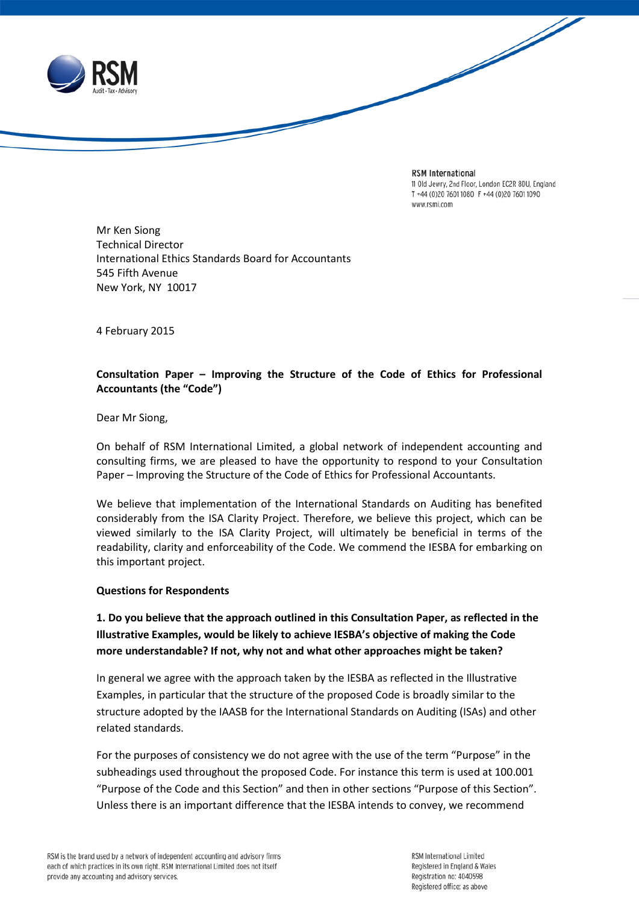RSM International
11 Old Jewry, 2nd Floor, London EC2R 8DU, England
T +44 (0)20 7601 1080 F +44 (0)20 7601 1090
www.rsmi.com

Mr Ken Siong
Technical Director
International Ethics Standards Board for Accountants
545 Fifth Avenue
New York, NY 10017

4 February 2015

**Consultation Paper – Improving the Structure of the Code of Ethics for Professional Accountants (the "Code")**

Dear Mr Siong,

On behalf of RSM International Limited, a global network of independent accounting and consulting firms, we are pleased to have the opportunity to respond to your Consultation Paper – Improving the Structure of the Code of Ethics for Professional Accountants.

We believe that implementation of the International Standards on Auditing has benefited considerably from the ISA Clarity Project. Therefore, we believe this project, which can be viewed similarly to the ISA Clarity Project, will ultimately be beneficial in terms of the readability, clarity and enforceability of the Code. We commend the IESBA for embarking on this important project.

**Questions for Respondents**

**1. Do you believe that the approach outlined in this Consultation Paper, as reflected in the Illustrative Examples, would be likely to achieve IESBA's objective of making the Code more understandable? If not, why not and what other approaches might be taken?**

In general we agree with the approach taken by the IESBA as reflected in the Illustrative Examples, in particular that the structure of the proposed Code is broadly similar to the structure adopted by the IAASB for the International Standards on Auditing (ISAs) and other related standards.

For the purposes of consistency we do not agree with the use of the term "Purpose" in the subheadings used throughout the proposed Code. For instance this term is used at 100.001 "Purpose of the Code and this Section" and then in other sections "Purpose of this Section". Unless there is an important difference that the IESBA intends to convey, we recommend

RSM is the brand used by a network of independent accounting and advisory firms each of which practices in its own right. RSM International Limited does not itself provide any accounting and advisory services.

RSM International Limited
Registered in England & Wales
Registration no: 4040598
Registered office: as above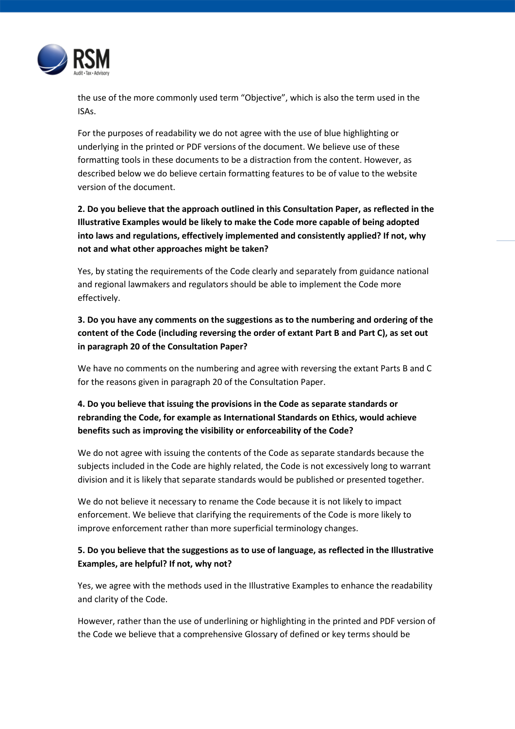the use of the more commonly used term "Objective", which is also the term used in the ISAs.

For the purposes of readability we do not agree with the use of blue highlighting or underlying in the printed or PDF versions of the document. We believe use of these formatting tools in these documents to be a distraction from the content. However, as described below we do believe certain formatting features to be of value to the website version of the document.

**2. Do you believe that the approach outlined in this Consultation Paper, as reflected in the Illustrative Examples would be likely to make the Code more capable of being adopted into laws and regulations, effectively implemented and consistently applied? If not, why not and what other approaches might be taken?**

Yes, by stating the requirements of the Code clearly and separately from guidance national and regional lawmakers and regulators should be able to implement the Code more effectively.

**3. Do you have any comments on the suggestions as to the numbering and ordering of the content of the Code (including reversing the order of extant Part B and Part C), as set out in paragraph 20 of the Consultation Paper?**

We have no comments on the numbering and agree with reversing the extant Parts B and C for the reasons given in paragraph 20 of the Consultation Paper.

**4. Do you believe that issuing the provisions in the Code as separate standards or rebranding the Code, for example as International Standards on Ethics, would achieve benefits such as improving the visibility or enforceability of the Code?**

We do not agree with issuing the contents of the Code as separate standards because the subjects included in the Code are highly related, the Code is not excessively long to warrant division and it is likely that separate standards would be published or presented together.

We do not believe it necessary to rename the Code because it is not likely to impact enforcement. We believe that clarifying the requirements of the Code is more likely to improve enforcement rather than more superficial terminology changes.

**5. Do you believe that the suggestions as to use of language, as reflected in the Illustrative Examples, are helpful? If not, why not?**

Yes, we agree with the methods used in the Illustrative Examples to enhance the readability and clarity of the Code.

However, rather than the use of underlining or highlighting in the printed and PDF version of the Code we believe that a comprehensive Glossary of defined or key terms should be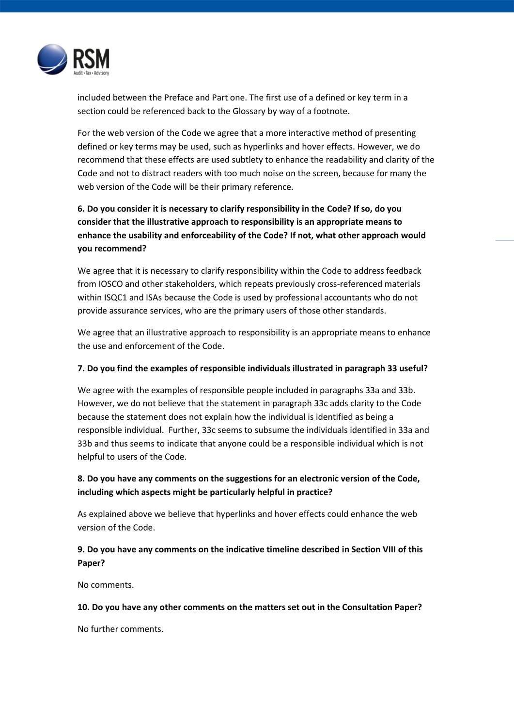included between the Preface and Part one. The first use of a defined or key term in a section could be referenced back to the Glossary by way of a footnote.

For the web version of the Code we agree that a more interactive method of presenting defined or key terms may be used, such as hyperlinks and hover effects. However, we do recommend that these effects are used subtlety to enhance the readability and clarity of the Code and not to distract readers with too much noise on the screen, because for many the web version of the Code will be their primary reference.

**6. Do you consider it is necessary to clarify responsibility in the Code? If so, do you consider that the illustrative approach to responsibility is an appropriate means to enhance the usability and enforceability of the Code? If not, what other approach would you recommend?**

We agree that it is necessary to clarify responsibility within the Code to address feedback from IOSCO and other stakeholders, which repeats previously cross-referenced materials within ISQC1 and ISAs because the Code is used by professional accountants who do not provide assurance services, who are the primary users of those other standards.

We agree that an illustrative approach to responsibility is an appropriate means to enhance the use and enforcement of the Code.

**7. Do you find the examples of responsible individuals illustrated in paragraph 33 useful?**

We agree with the examples of responsible people included in paragraphs 33a and 33b. However, we do not believe that the statement in paragraph 33c adds clarity to the Code because the statement does not explain how the individual is identified as being a responsible individual. Further, 33c seems to subsume the individuals identified in 33a and 33b and thus seems to indicate that anyone could be a responsible individual which is not helpful to users of the Code.

**8. Do you have any comments on the suggestions for an electronic version of the Code, including which aspects might be particularly helpful in practice?**

As explained above we believe that hyperlinks and hover effects could enhance the web version of the Code.

**9. Do you have any comments on the indicative timeline described in Section VIII of this Paper?**

No comments.

**10. Do you have any other comments on the matters set out in the Consultation Paper?**

No further comments.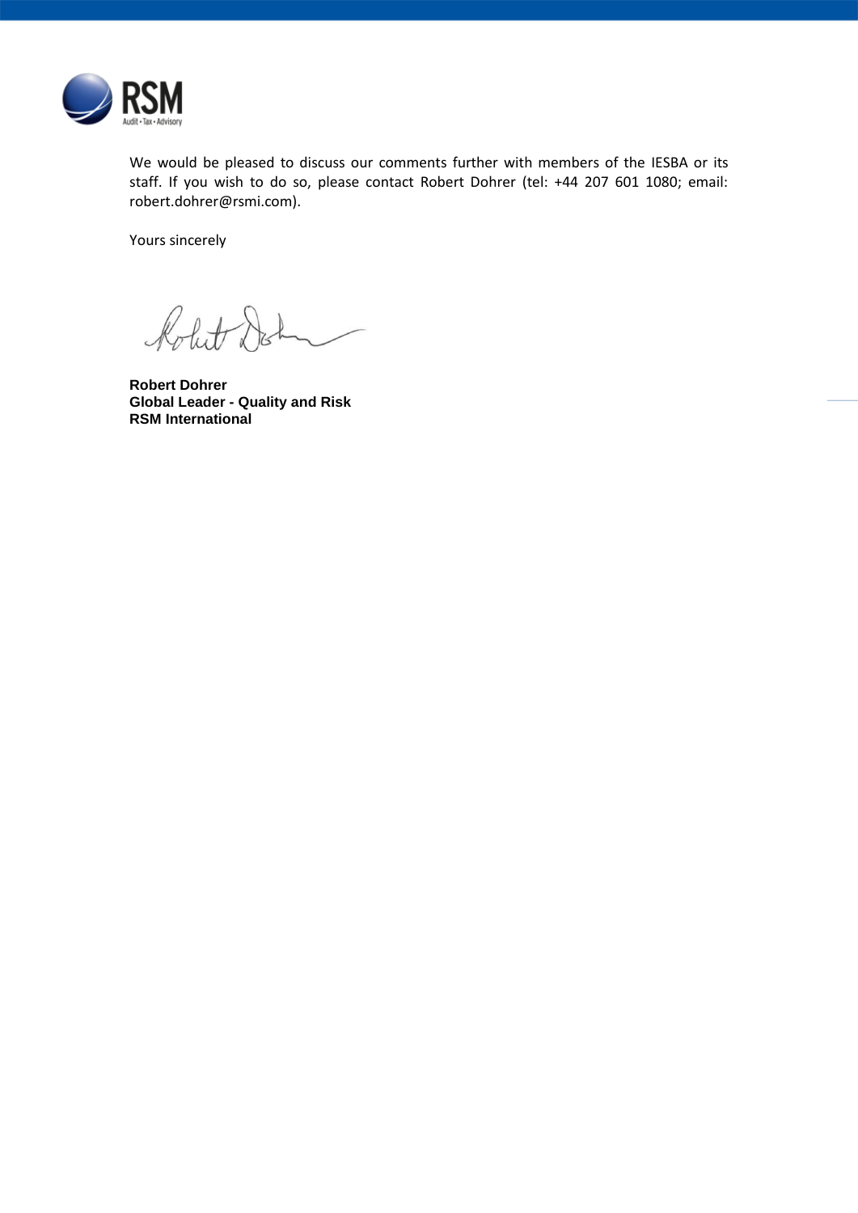We would be pleased to discuss our comments further with members of the IESBA or its staff. If you wish to do so, please contact Robert Dohrer (tel: +44 207 601 1080; email: robert.dohrer@rsmi.com).

Yours sincerely

**Robert Dohrer**
**Global Leader - Quality and Risk**
**RSM International**